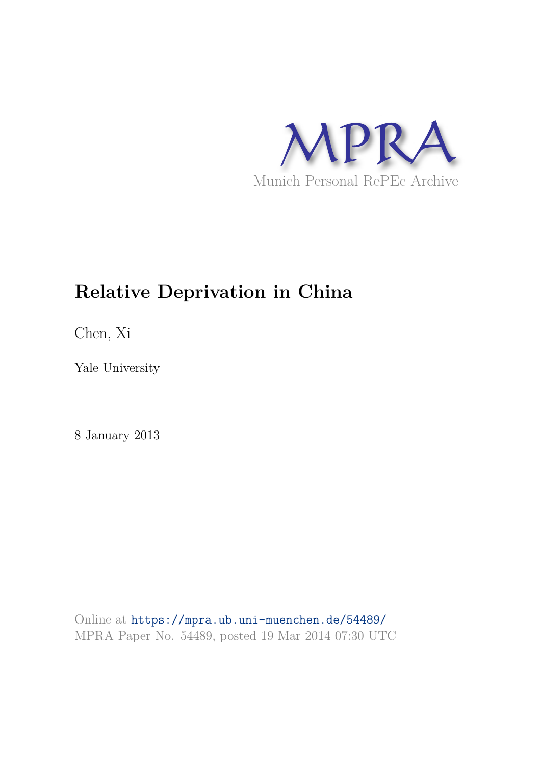MPRA

Munich Personal RePEc Archive

# Relative Deprivation in China

Chen, Xi

Yale University

8 January 2013

Online at https://mpra.ub.uni-muenchen.de/54489/
MPRA Paper No. 54489, posted 19 Mar 2014 07:30 UTC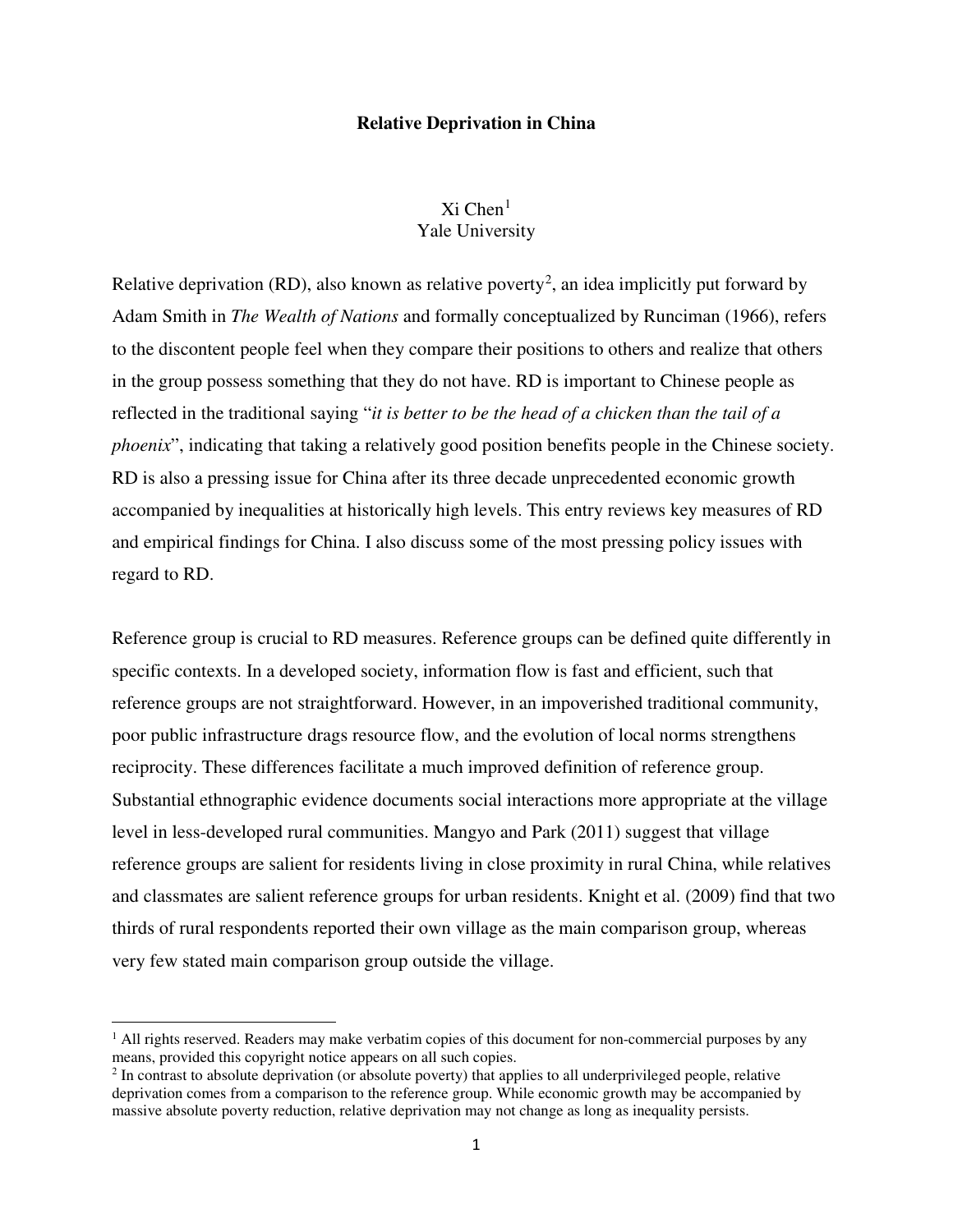**Relative Deprivation in China**

Xi Chen[1]
Yale University

Relative deprivation (RD), also known as relative poverty[2], an idea implicitly put forward by Adam Smith in *The Wealth of Nations* and formally conceptualized by Runciman (1966), refers to the discontent people feel when they compare their positions to others and realize that others in the group possess something that they do not have. RD is important to Chinese people as reflected in the traditional saying "*it is better to be the head of a chicken than the tail of a phoenix*", indicating that taking a relatively good position benefits people in the Chinese society. RD is also a pressing issue for China after its three decade unprecedented economic growth accompanied by inequalities at historically high levels. This entry reviews key measures of RD and empirical findings for China. I also discuss some of the most pressing policy issues with regard to RD.

Reference group is crucial to RD measures. Reference groups can be defined quite differently in specific contexts. In a developed society, information flow is fast and efficient, such that reference groups are not straightforward. However, in an impoverished traditional community, poor public infrastructure drags resource flow, and the evolution of local norms strengthens reciprocity. These differences facilitate a much improved definition of reference group. Substantial ethnographic evidence documents social interactions more appropriate at the village level in less-developed rural communities. Mangyo and Park (2011) suggest that village reference groups are salient for residents living in close proximity in rural China, while relatives and classmates are salient reference groups for urban residents. Knight et al. (2009) find that two thirds of rural respondents reported their own village as the main comparison group, whereas very few stated main comparison group outside the village.

[1] All rights reserved. Readers may make verbatim copies of this document for non-commercial purposes by any means, provided this copyright notice appears on all such copies.

[2] In contrast to absolute deprivation (or absolute poverty) that applies to all underprivileged people, relative deprivation comes from a comparison to the reference group. While economic growth may be accompanied by massive absolute poverty reduction, relative deprivation may not change as long as inequality persists.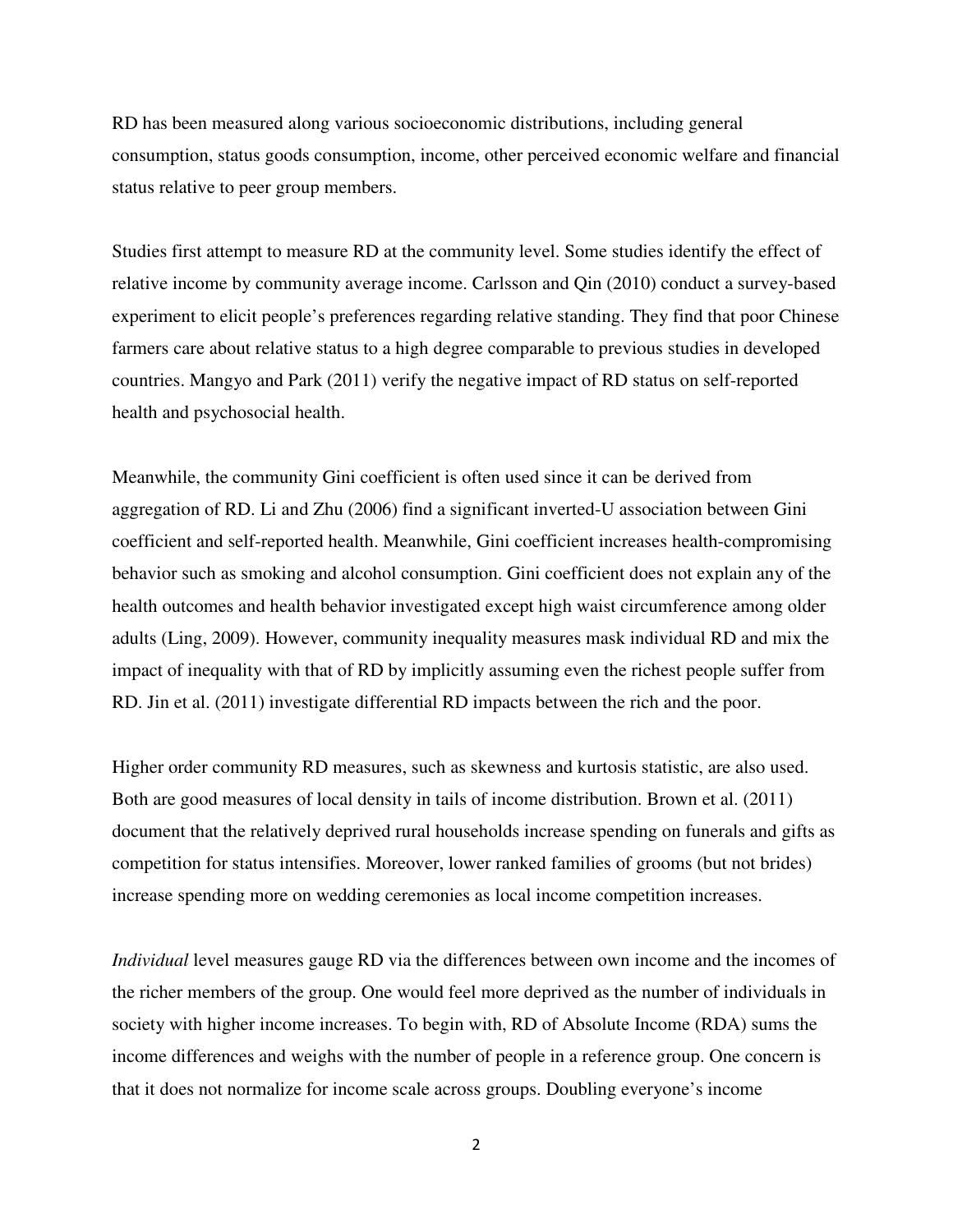RD has been measured along various socioeconomic distributions, including general consumption, status goods consumption, income, other perceived economic welfare and financial status relative to peer group members.

Studies first attempt to measure RD at the community level. Some studies identify the effect of relative income by community average income. Carlsson and Qin (2010) conduct a survey-based experiment to elicit people's preferences regarding relative standing. They find that poor Chinese farmers care about relative status to a high degree comparable to previous studies in developed countries. Mangyo and Park (2011) verify the negative impact of RD status on self-reported health and psychosocial health.

Meanwhile, the community Gini coefficient is often used since it can be derived from aggregation of RD. Li and Zhu (2006) find a significant inverted-U association between Gini coefficient and self-reported health. Meanwhile, Gini coefficient increases health-compromising behavior such as smoking and alcohol consumption. Gini coefficient does not explain any of the health outcomes and health behavior investigated except high waist circumference among older adults (Ling, 2009). However, community inequality measures mask individual RD and mix the impact of inequality with that of RD by implicitly assuming even the richest people suffer from RD. Jin et al. (2011) investigate differential RD impacts between the rich and the poor.

Higher order community RD measures, such as skewness and kurtosis statistic, are also used. Both are good measures of local density in tails of income distribution. Brown et al. (2011) document that the relatively deprived rural households increase spending on funerals and gifts as competition for status intensifies. Moreover, lower ranked families of grooms (but not brides) increase spending more on wedding ceremonies as local income competition increases.

*Individual* level measures gauge RD via the differences between own income and the incomes of the richer members of the group. One would feel more deprived as the number of individuals in society with higher income increases. To begin with, RD of Absolute Income (RDA) sums the income differences and weighs with the number of people in a reference group. One concern is that it does not normalize for income scale across groups. Doubling everyone's income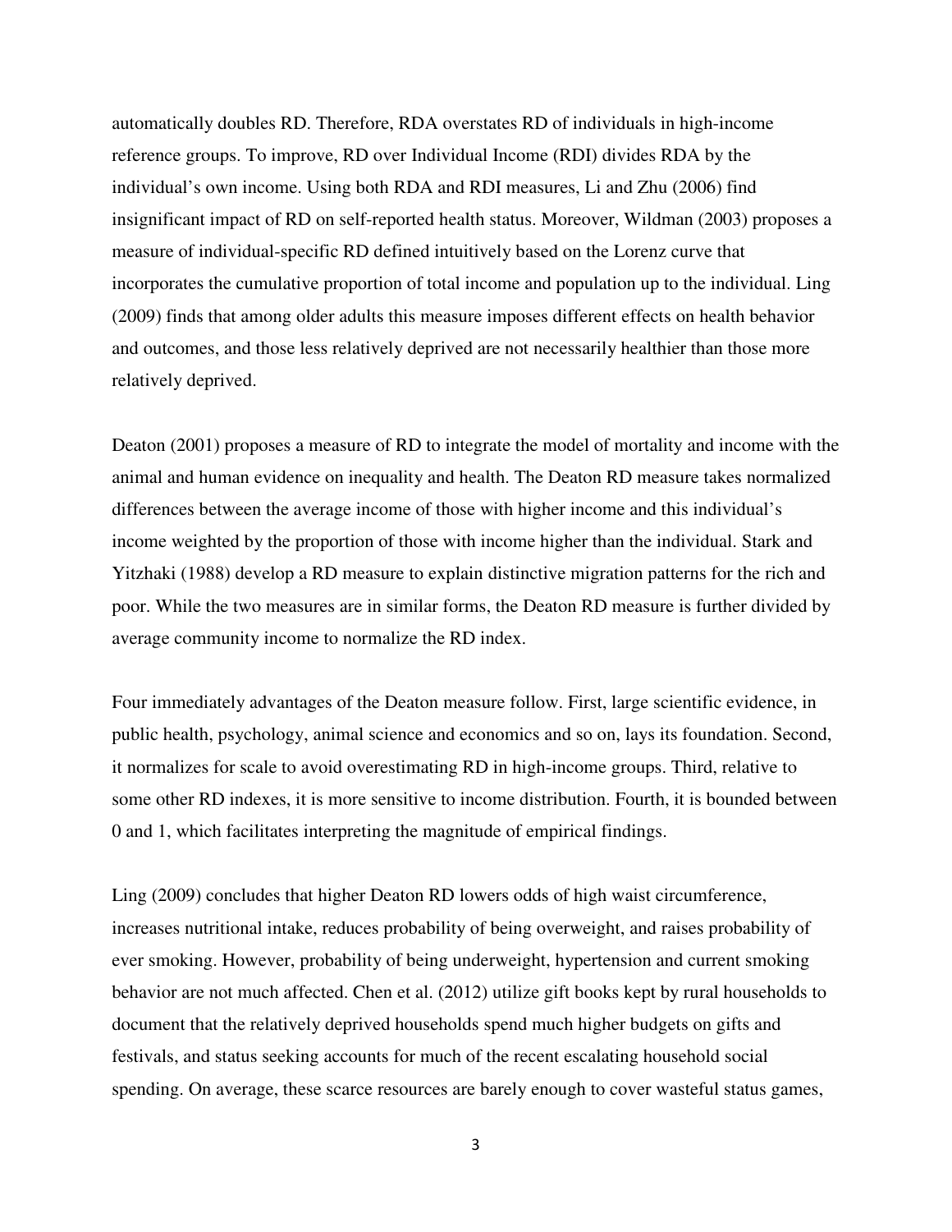automatically doubles RD. Therefore, RDA overstates RD of individuals in high-income reference groups. To improve, RD over Individual Income (RDI) divides RDA by the individual's own income. Using both RDA and RDI measures, Li and Zhu (2006) find insignificant impact of RD on self-reported health status. Moreover, Wildman (2003) proposes a measure of individual-specific RD defined intuitively based on the Lorenz curve that incorporates the cumulative proportion of total income and population up to the individual. Ling (2009) finds that among older adults this measure imposes different effects on health behavior and outcomes, and those less relatively deprived are not necessarily healthier than those more relatively deprived.

Deaton (2001) proposes a measure of RD to integrate the model of mortality and income with the animal and human evidence on inequality and health. The Deaton RD measure takes normalized differences between the average income of those with higher income and this individual's income weighted by the proportion of those with income higher than the individual. Stark and Yitzhaki (1988) develop a RD measure to explain distinctive migration patterns for the rich and poor. While the two measures are in similar forms, the Deaton RD measure is further divided by average community income to normalize the RD index.

Four immediately advantages of the Deaton measure follow. First, large scientific evidence, in public health, psychology, animal science and economics and so on, lays its foundation. Second, it normalizes for scale to avoid overestimating RD in high-income groups. Third, relative to some other RD indexes, it is more sensitive to income distribution. Fourth, it is bounded between 0 and 1, which facilitates interpreting the magnitude of empirical findings.

Ling (2009) concludes that higher Deaton RD lowers odds of high waist circumference, increases nutritional intake, reduces probability of being overweight, and raises probability of ever smoking. However, probability of being underweight, hypertension and current smoking behavior are not much affected. Chen et al. (2012) utilize gift books kept by rural households to document that the relatively deprived households spend much higher budgets on gifts and festivals, and status seeking accounts for much of the recent escalating household social spending. On average, these scarce resources are barely enough to cover wasteful status games,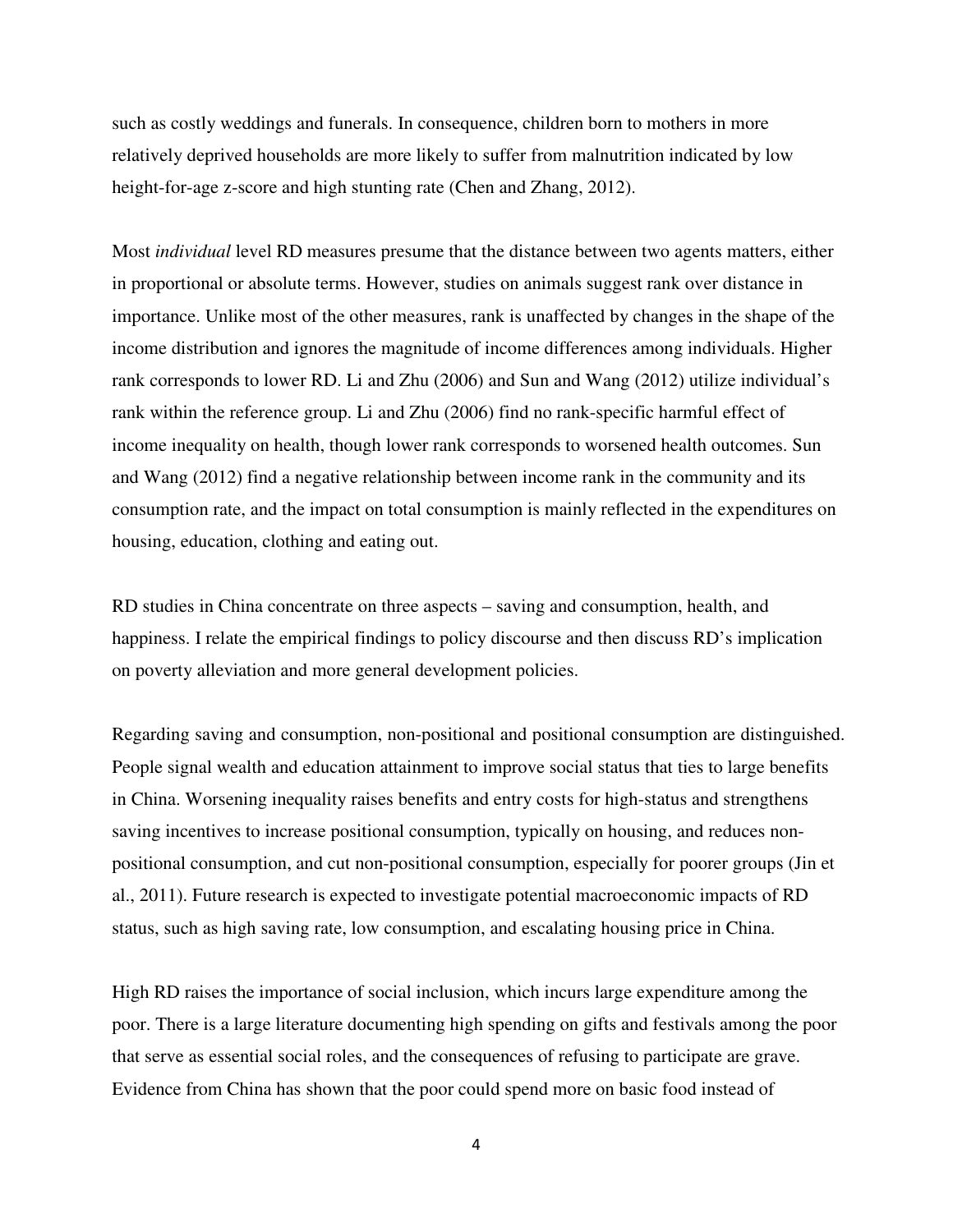such as costly weddings and funerals. In consequence, children born to mothers in more relatively deprived households are more likely to suffer from malnutrition indicated by low height-for-age z-score and high stunting rate (Chen and Zhang, 2012).

Most *individual* level RD measures presume that the distance between two agents matters, either in proportional or absolute terms. However, studies on animals suggest rank over distance in importance. Unlike most of the other measures, rank is unaffected by changes in the shape of the income distribution and ignores the magnitude of income differences among individuals. Higher rank corresponds to lower RD. Li and Zhu (2006) and Sun and Wang (2012) utilize individual's rank within the reference group. Li and Zhu (2006) find no rank-specific harmful effect of income inequality on health, though lower rank corresponds to worsened health outcomes. Sun and Wang (2012) find a negative relationship between income rank in the community and its consumption rate, and the impact on total consumption is mainly reflected in the expenditures on housing, education, clothing and eating out.

RD studies in China concentrate on three aspects – saving and consumption, health, and happiness. I relate the empirical findings to policy discourse and then discuss RD's implication on poverty alleviation and more general development policies.

Regarding saving and consumption, non-positional and positional consumption are distinguished. People signal wealth and education attainment to improve social status that ties to large benefits in China. Worsening inequality raises benefits and entry costs for high-status and strengthens saving incentives to increase positional consumption, typically on housing, and reduces non-positional consumption, and cut non-positional consumption, especially for poorer groups (Jin et al., 2011). Future research is expected to investigate potential macroeconomic impacts of RD status, such as high saving rate, low consumption, and escalating housing price in China.

High RD raises the importance of social inclusion, which incurs large expenditure among the poor. There is a large literature documenting high spending on gifts and festivals among the poor that serve as essential social roles, and the consequences of refusing to participate are grave. Evidence from China has shown that the poor could spend more on basic food instead of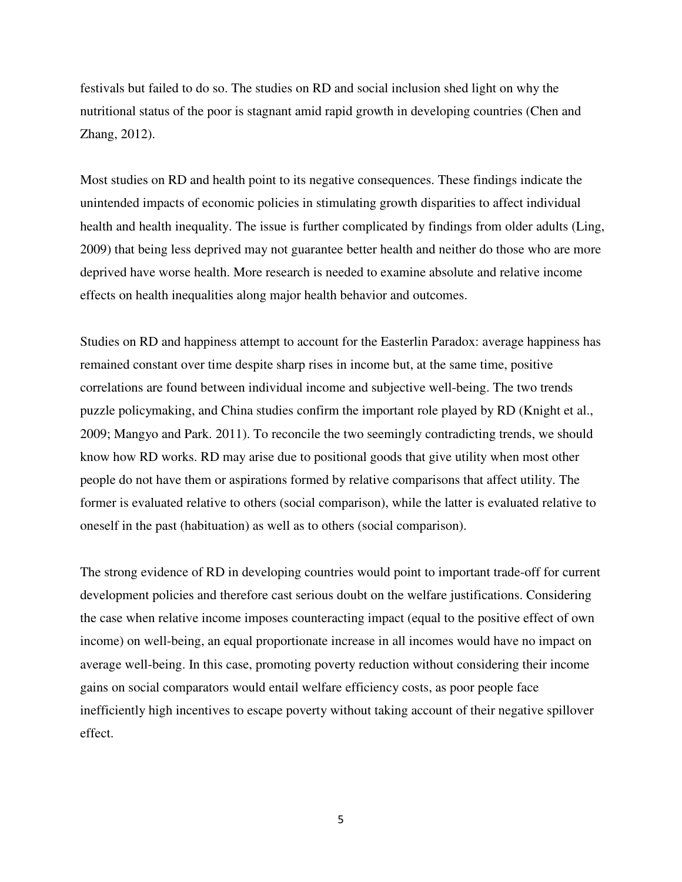festivals but failed to do so. The studies on RD and social inclusion shed light on why the nutritional status of the poor is stagnant amid rapid growth in developing countries (Chen and Zhang, 2012).

Most studies on RD and health point to its negative consequences. These findings indicate the unintended impacts of economic policies in stimulating growth disparities to affect individual health and health inequality. The issue is further complicated by findings from older adults (Ling, 2009) that being less deprived may not guarantee better health and neither do those who are more deprived have worse health. More research is needed to examine absolute and relative income effects on health inequalities along major health behavior and outcomes.

Studies on RD and happiness attempt to account for the Easterlin Paradox: average happiness has remained constant over time despite sharp rises in income but, at the same time, positive correlations are found between individual income and subjective well-being. The two trends puzzle policymaking, and China studies confirm the important role played by RD (Knight et al., 2009; Mangyo and Park. 2011). To reconcile the two seemingly contradicting trends, we should know how RD works. RD may arise due to positional goods that give utility when most other people do not have them or aspirations formed by relative comparisons that affect utility. The former is evaluated relative to others (social comparison), while the latter is evaluated relative to oneself in the past (habituation) as well as to others (social comparison).

The strong evidence of RD in developing countries would point to important trade-off for current development policies and therefore cast serious doubt on the welfare justifications. Considering the case when relative income imposes counteracting impact (equal to the positive effect of own income) on well-being, an equal proportionate increase in all incomes would have no impact on average well-being. In this case, promoting poverty reduction without considering their income gains on social comparators would entail welfare efficiency costs, as poor people face inefficiently high incentives to escape poverty without taking account of their negative spillover effect.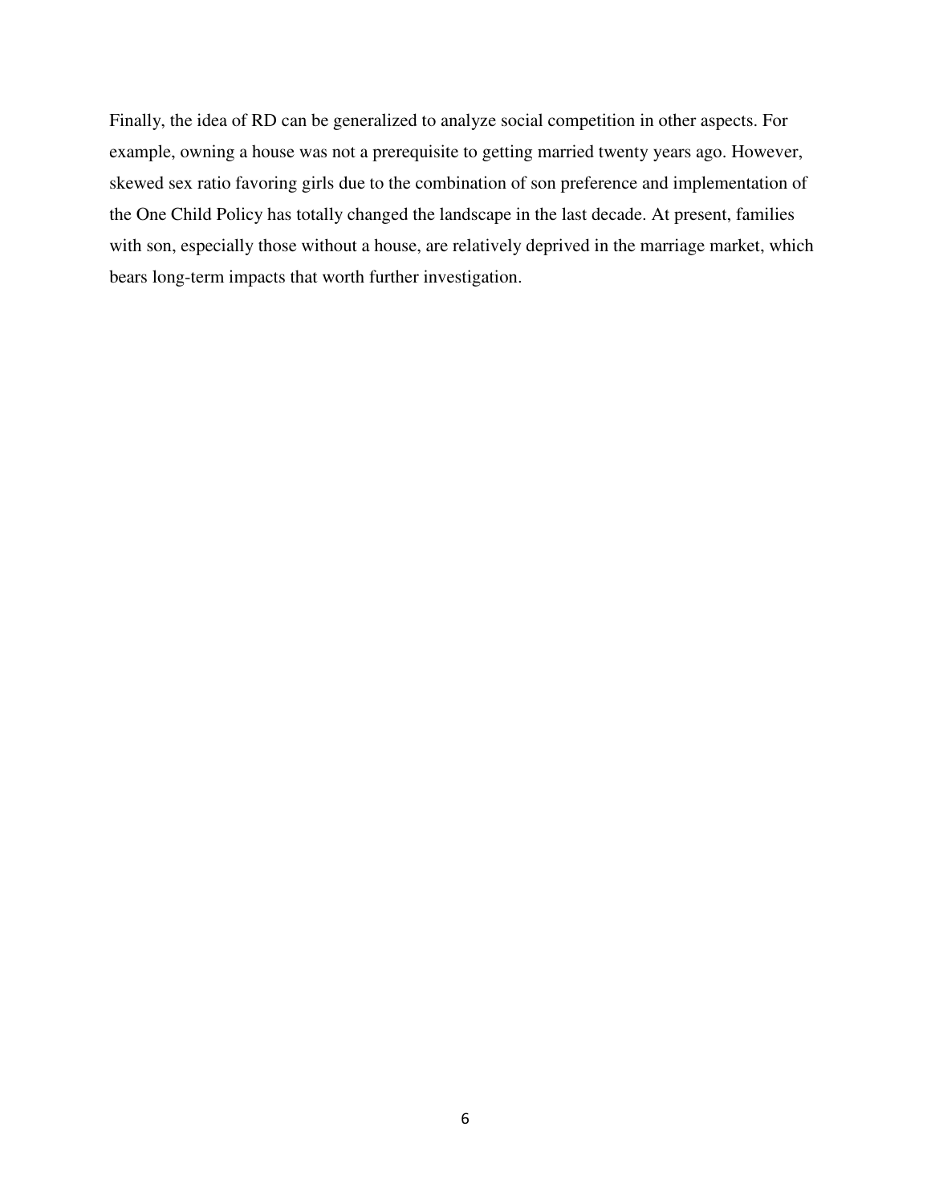Finally, the idea of RD can be generalized to analyze social competition in other aspects. For example, owning a house was not a prerequisite to getting married twenty years ago. However, skewed sex ratio favoring girls due to the combination of son preference and implementation of the One Child Policy has totally changed the landscape in the last decade. At present, families with son, especially those without a house, are relatively deprived in the marriage market, which bears long-term impacts that worth further investigation.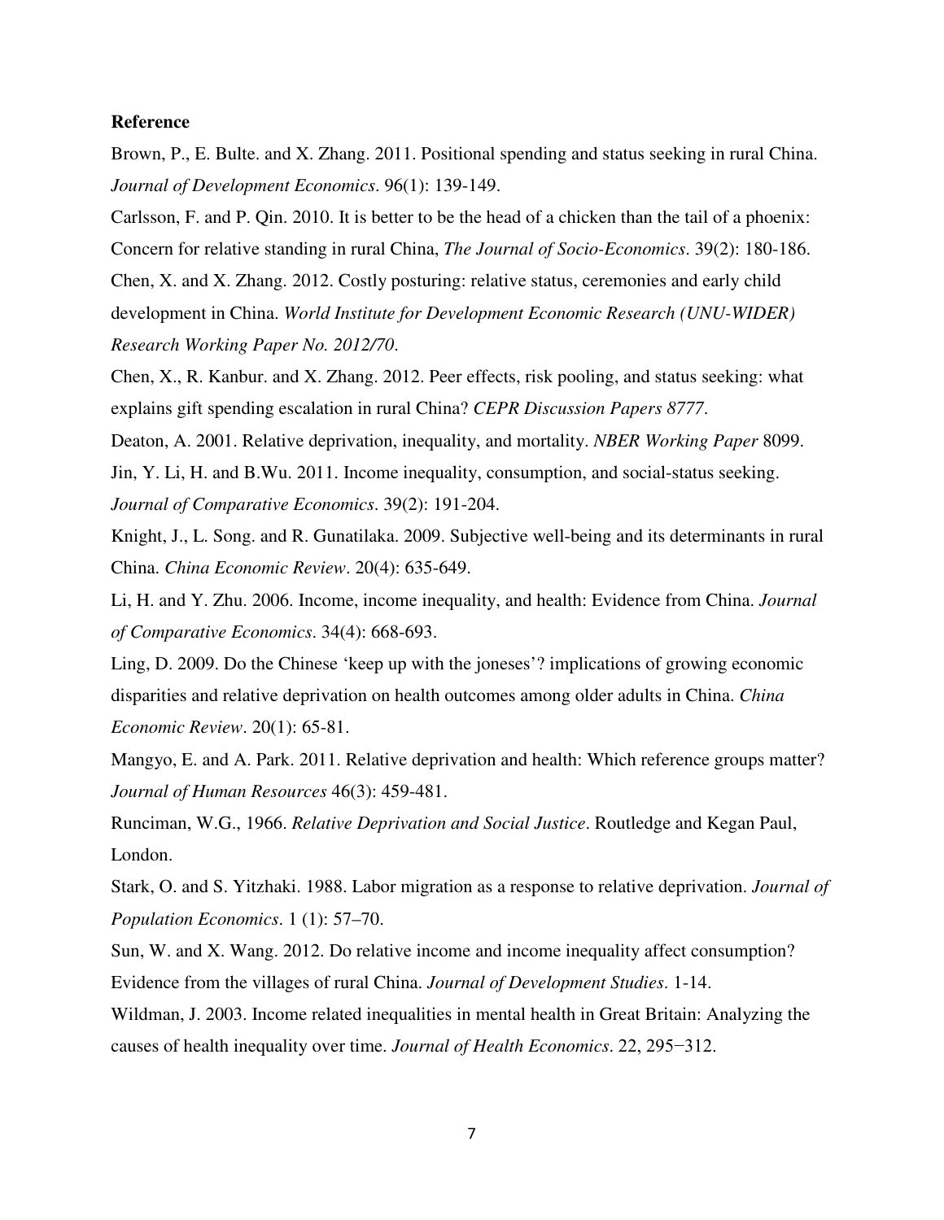**Reference**

Brown, P., E. Bulte. and X. Zhang. 2011. Positional spending and status seeking in rural China. *Journal of Development Economics*. 96(1): 139-149.

Carlsson, F. and P. Qin. 2010. It is better to be the head of a chicken than the tail of a phoenix: Concern for relative standing in rural China, *The Journal of Socio-Economics*. 39(2): 180-186.

Chen, X. and X. Zhang. 2012. Costly posturing: relative status, ceremonies and early child development in China. *World Institute for Development Economic Research (UNU-WIDER) Research Working Paper No. 2012/70*.

Chen, X., R. Kanbur. and X. Zhang. 2012. Peer effects, risk pooling, and status seeking: what explains gift spending escalation in rural China? *CEPR Discussion Papers 8777*.

Deaton, A. 2001. Relative deprivation, inequality, and mortality. *NBER Working Paper* 8099.

Jin, Y. Li, H. and B.Wu. 2011. Income inequality, consumption, and social-status seeking. *Journal of Comparative Economics*. 39(2): 191-204.

Knight, J., L. Song. and R. Gunatilaka. 2009. Subjective well-being and its determinants in rural China. *China Economic Review*. 20(4): 635-649.

Li, H. and Y. Zhu. 2006. Income, income inequality, and health: Evidence from China. *Journal of Comparative Economics*. 34(4): 668-693.

Ling, D. 2009. Do the Chinese 'keep up with the joneses'? implications of growing economic disparities and relative deprivation on health outcomes among older adults in China. *China Economic Review*. 20(1): 65-81.

Mangyo, E. and A. Park. 2011. Relative deprivation and health: Which reference groups matter? *Journal of Human Resources* 46(3): 459-481.

Runciman, W.G., 1966. *Relative Deprivation and Social Justice*. Routledge and Kegan Paul, London.

Stark, O. and S. Yitzhaki. 1988. Labor migration as a response to relative deprivation. *Journal of Population Economics*. 1 (1): 57–70.

Sun, W. and X. Wang. 2012. Do relative income and income inequality affect consumption? Evidence from the villages of rural China. *Journal of Development Studies*. 1-14.

Wildman, J. 2003. Income related inequalities in mental health in Great Britain: Analyzing the causes of health inequality over time. *Journal of Health Economics*. 22, 295−312.